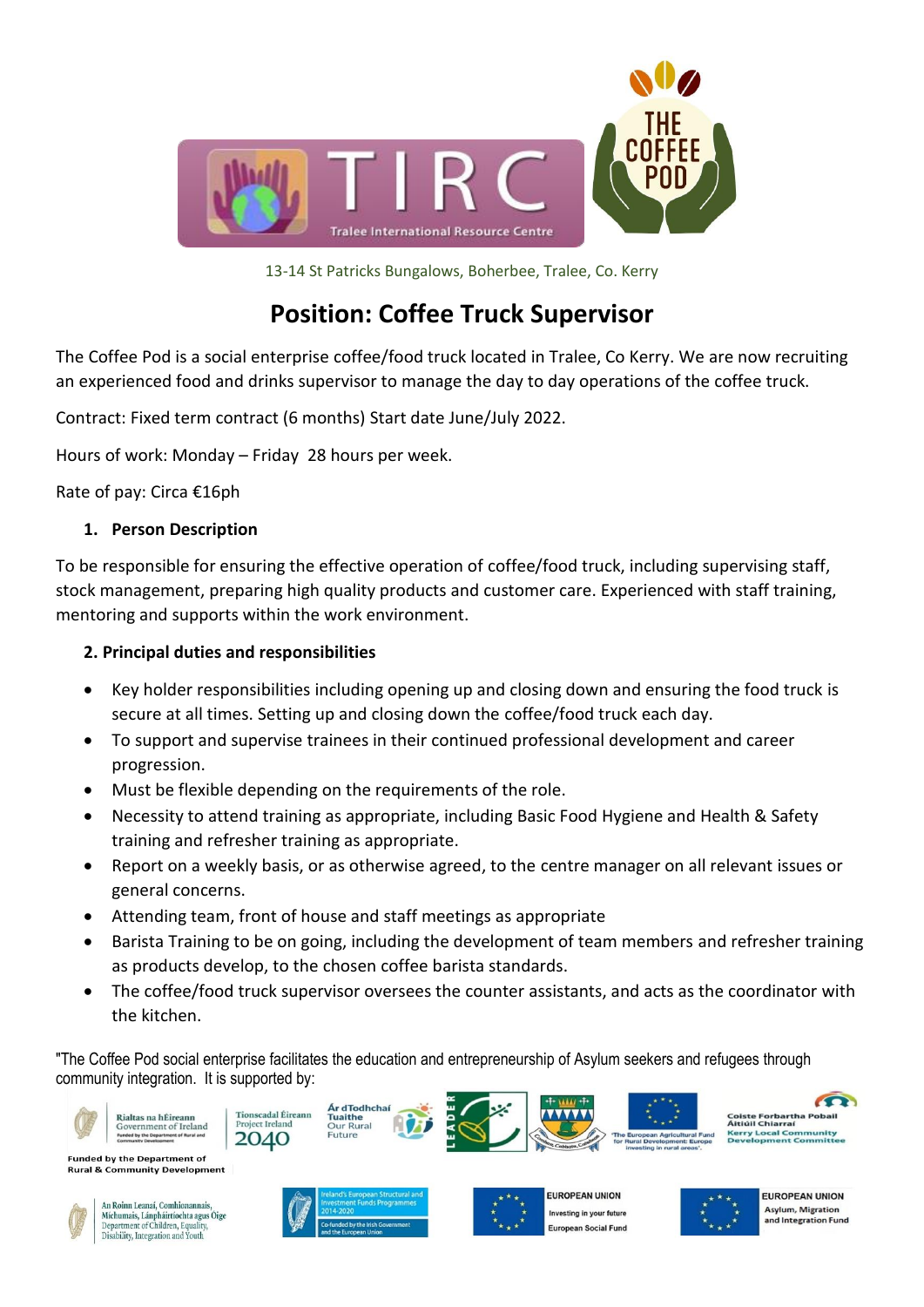TIRC

Tralee International Resource Centre

THE COFFEE POD

13-14 St Patricks Bungalows, Boherbee, Tralee, Co. Kerry

# Position: Coffee Truck Supervisor

The Coffee Pod is a social enterprise coffee/food truck located in Tralee, Co Kerry. We are now recruiting an experienced food and drinks supervisor to manage the day to day operations of the coffee truck.

Contract: Fixed term contract (6 months) Start date June/July 2022.

Hours of work: Monday – Friday 28 hours per week.

Rate of pay: Circa €16ph

## 1. Person Description

To be responsible for ensuring the effective operation of coffee/food truck, including supervising staff, stock management, preparing high quality products and customer care. Experienced with staff training, mentoring and supports within the work environment.

## 2. Principal duties and responsibilities

- Key holder responsibilities including opening up and closing down and ensuring the food truck is secure at all times. Setting up and closing down the coffee/food truck each day.
- To support and supervise trainees in their continued professional development and career progression.
- Must be flexible depending on the requirements of the role.
- Necessity to attend training as appropriate, including Basic Food Hygiene and Health & Safety training and refresher training as appropriate.
- Report on a weekly basis, or as otherwise agreed, to the centre manager on all relevant issues or general concerns.
- Attending team, front of house and staff meetings as appropriate
- Barista Training to be on going, including the development of team members and refresher training as products develop, to the chosen coffee barista standards.
- The coffee/food truck supervisor oversees the counter assistants, and acts as the coordinator with the kitchen.

"The Coffee Pod social enterprise facilitates the education and entrepreneurship of Asylum seekers and refugees through community integration. It is supported by:

Rialtas na hÉireann Government of Ireland — Funded by the Department of Rural & Community Development

Tionscadal Éireann Project Ireland 2040

Ár dTodhchaí Tuaithe Our Rural Future

LEADER

"The European Agricultural Fund for Rural Development: Europe investing in rural areas".

Coiste Forbartha Pobail Áitiúil Chiarraí Kerry Local Community Development Committee

An Roinn Leanaí, Comhionannais, Míchumais, Lánpháirtíochta agus Óige Department of Children, Equality, Disability, Integration and Youth

Ireland's European Structural and Investment Funds Programmes 2014-2020 — Co-funded by the Irish Government and the European Union

EUROPEAN UNION — Investing in your future — European Social Fund

EUROPEAN UNION — Asylum, Migration and Integration Fund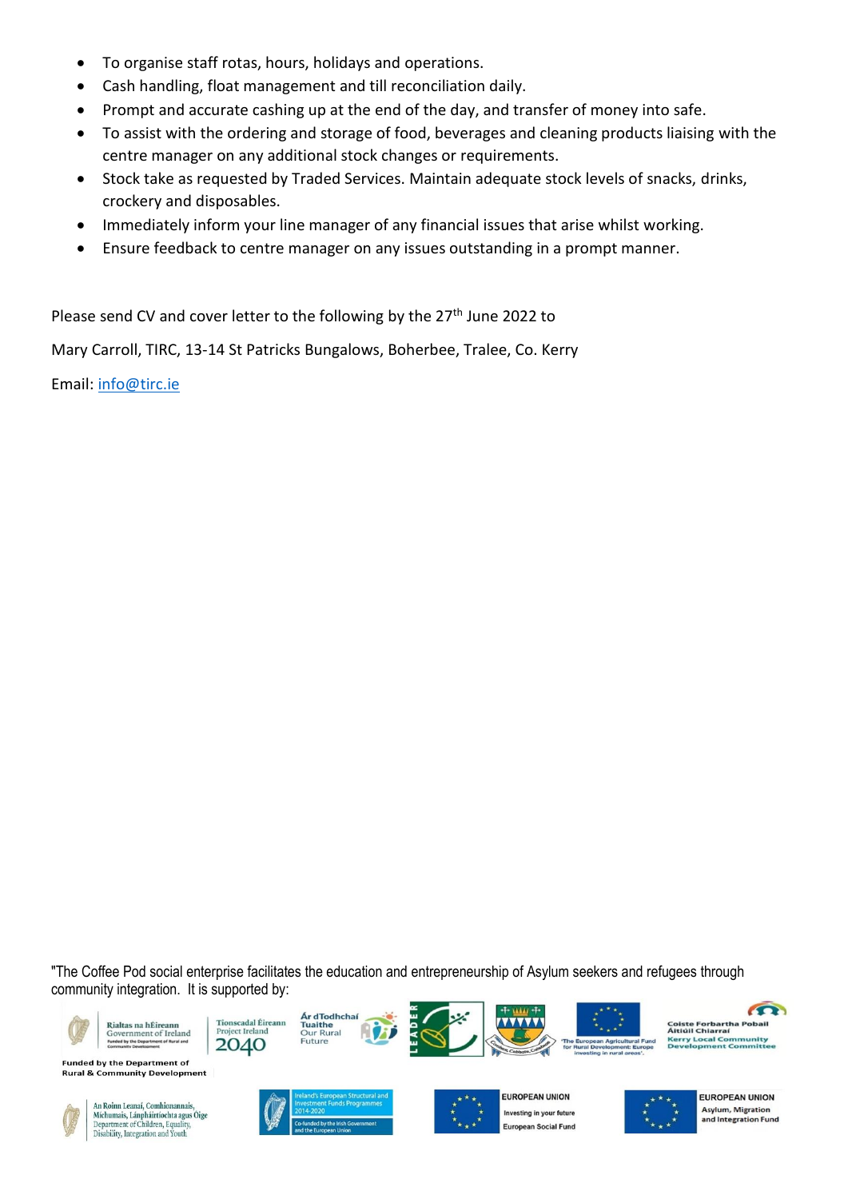- To organise staff rotas, hours, holidays and operations.
- Cash handling, float management and till reconciliation daily.
- Prompt and accurate cashing up at the end of the day, and transfer of money into safe.
- To assist with the ordering and storage of food, beverages and cleaning products liaising with the centre manager on any additional stock changes or requirements.
- Stock take as requested by Traded Services. Maintain adequate stock levels of snacks, drinks, crockery and disposables.
- Immediately inform your line manager of any financial issues that arise whilst working.
- Ensure feedback to centre manager on any issues outstanding in a prompt manner.

Please send CV and cover letter to the following by the 27th June 2022 to

Mary Carroll, TIRC, 13-14 St Patricks Bungalows, Boherbee, Tralee, Co. Kerry

Email: info@tirc.ie

"The Coffee Pod social enterprise facilitates the education and entrepreneurship of Asylum seekers and refugees through community integration. It is supported by:

Rialtas na hÉireann Government of Ireland

Funded by the Department of Rural & Community Development

Tionscadal Éireann Project Ireland 2040

Ár dTodhchaí Tuaithe Our Rural Future

LEADER

"The European Agricultural Fund for Rural Development: Europe investing in rural areas".

Coiste Forbartha Pobail Áitiúil Chiarraí Kerry Local Community Development Committee

An Roinn Leanaí, Comhionannais, Míchumais, Lánpháirtíochta agus Óige Department of Children, Equality, Disability, Integration and Youth

Ireland's European Structural and Investment Funds Programmes 2014-2020 Co-funded by the Irish Government and the European Union

EUROPEAN UNION Investing in your future European Social Fund

EUROPEAN UNION Asylum, Migration and Integration Fund